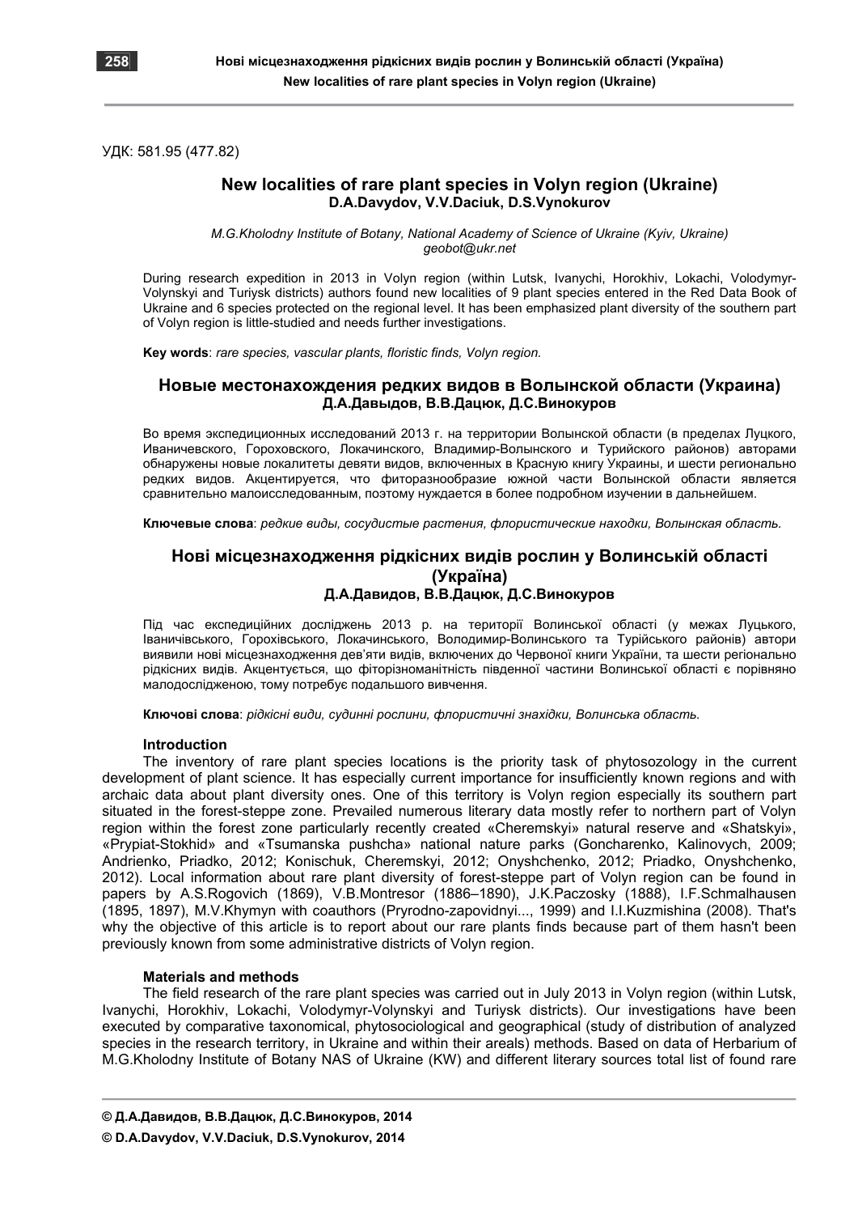УДК: 581.95 (477.82)

## New localities of rare plant species in Volyn region (Ukraine)

**D.A.Davydov, V.V.Daciuk, D.S.Vynokurov**

*M.G.Kholodny Institute of Botany, National Academy of Science of Ukraine (Kyiv, Ukraine)*
*geobot@ukr.net*

During research expedition in 2013 in Volyn region (within Lutsk, Ivanychi, Horokhiv, Lokachi, Volodymyr-Volynskyi and Turiysk districts) authors found new localities of 9 plant species entered in the Red Data Book of Ukraine and 6 species protected on the regional level. It has been emphasized plant diversity of the southern part of Volyn region is little-studied and needs further investigations.

**Key words**: *rare species, vascular plants, floristic finds, Volyn region.*

## Новые местонахождения редких видов в Волынской области (Украина)

**Д.А.Давыдов, В.В.Дацюк, Д.С.Винокуров**

Во время экспедиционных исследований 2013 г. на территории Волынской области (в пределах Луцкого, Иваничевского, Гороховского, Локачинского, Владимир-Волынского и Турийского районов) авторами обнаружены новые локалитеты девяти видов, включенных в Красную книгу Украины, и шести регионально редких видов. Акцентируется, что фиторазнообразие южной части Волынской области является сравнительно малоисследованным, поэтому нуждается в более подробном изучении в дальнейшем.

**Ключевые слова**: *редкие виды, сосудистые растения, флористические находки, Волынская область.*

## Нові місцезнаходження рідкісних видів рослин у Волинській області (Україна)

**Д.А.Давидов, В.В.Дацюк, Д.С.Винокуров**

Під час експедиційних досліджень 2013 р. на території Волинської області (у межах Луцького, Іваничівського, Горохівського, Локачинського, Володимир-Волинського та Турійського районів) автори виявили нові місцезнаходження дев'яти видів, включених до Червоної книги України, та шести регіонально рідкісних видів. Акцентується, що фіторізноманітність південної частини Волинської області є порівняно малодослідженою, тому потребує подальшого вивчення.

**Ключові слова**: *рідкісні види, судинні рослини, флористичні знахідки, Волинська область.*

### Introduction

The inventory of rare plant species locations is the priority task of phytosozology in the current development of plant science. It has especially current importance for insufficiently known regions and with archaic data about plant diversity ones. One of this territory is Volyn region especially its southern part situated in the forest-steppe zone. Prevailed numerous literary data mostly refer to northern part of Volyn region within the forest zone particularly recently created «Cheremskyi» natural reserve and «Shatskyi», «Prypiat-Stokhid» and «Tsumanska pushcha» national nature parks (Goncharenko, Kalinovych, 2009; Andrienko, Priadko, 2012; Konischuk, Cheremskyi, 2012; Onyshchenko, 2012; Priadko, Onyshchenko, 2012). Local information about rare plant diversity of forest-steppe part of Volyn region can be found in papers by A.S.Rogovich (1869), V.B.Montresor (1886–1890), J.K.Paczosky (1888), I.F.Schmalhausen (1895, 1897), M.V.Khymyn with coauthors (Pryrodno-zapovidnyi..., 1999) and I.I.Kuzmishina (2008). That's why the objective of this article is to report about our rare plants finds because part of them hasn't been previously known from some administrative districts of Volyn region.

### Materials and methods

The field research of the rare plant species was carried out in July 2013 in Volyn region (within Lutsk, Ivanychi, Horokhiv, Lokachi, Volodymyr-Volynskyi and Turiysk districts). Our investigations have been executed by comparative taxonomical, phytosociological and geographical (study of distribution of analyzed species in the research territory, in Ukraine and within their areals) methods. Based on data of Herbarium of M.G.Kholodny Institute of Botany NAS of Ukraine (KW) and different literary sources total list of found rare

**© Д.А.Давидов, В.В.Дацюк, Д.С.Винокуров, 2014**

**© D.A.Davydov, V.V.Daciuk, D.S.Vynokurov, 2014**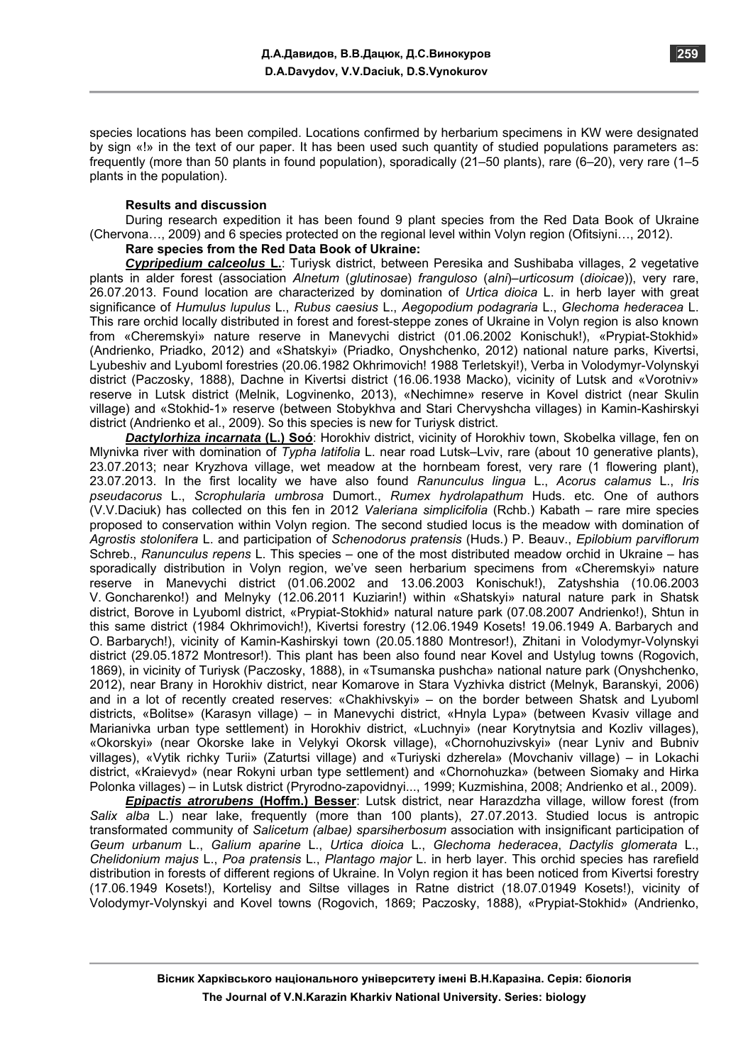species locations has been compiled. Locations confirmed by herbarium specimens in KW were designated by sign «!» in the text of our paper. It has been used such quantity of studied populations parameters as: frequently (more than 50 plants in found population), sporadically (21–50 plants), rare (6–20), very rare (1–5 plants in the population).

**Results and discussion**

During research expedition it has been found 9 plant species from the Red Data Book of Ukraine (Chervona…, 2009) and 6 species protected on the regional level within Volyn region (Ofitsiyni…, 2012).

**Rare species from the Red Data Book of Ukraine:**

***Cypripedium calceolus* L.**: Turiysk district, between Peresika and Sushibaba villages, 2 vegetative plants in alder forest (association *Alnetum* (*glutinosae*) *franguloso* (*alni*)–*urticosum* (*dioicae*)), very rare, 26.07.2013. Found location are characterized by domination of *Urtica dioica* L. in herb layer with great significance of *Humulus lupulus* L., *Rubus caesius* L., *Aegopodium podagraria* L., *Glechoma hederacea* L. This rare orchid locally distributed in forest and forest-steppe zones of Ukraine in Volyn region is also known from «Cheremskyi» nature reserve in Manevychi district (01.06.2002 Konischuk!), «Prypiat-Stokhid» (Andrienko, Priadko, 2012) and «Shatskyi» (Priadko, Onyshchenko, 2012) national nature parks, Kivertsi, Lyubeshiv and Lyuboml forestries (20.06.1982 Okhrimovich! 1988 Terletskyi!), Verba in Volodymyr-Volynskyi district (Paczosky, 1888), Dachne in Kivertsi district (16.06.1938 Macko), vicinity of Lutsk and «Vorotniv» reserve in Lutsk district (Melnik, Logvinenko, 2013), «Nechimne» reserve in Kovel district (near Skulin village) and «Stokhid-1» reserve (between Stobykhva and Stari Chervyshcha villages) in Kamin-Kashirskyi district (Andrienko et al., 2009). So this species is new for Turiysk district.

***Dactylorhiza incarnata* (L.) Soó**: Horokhiv district, vicinity of Horokhiv town, Skobelka village, fen on Mlynivka river with domination of *Typha latifolia* L. near road Lutsk–Lviv, rare (about 10 generative plants), 23.07.2013; near Kryzhova village, wet meadow at the hornbeam forest, very rare (1 flowering plant), 23.07.2013. In the first locality we have also found *Ranunculus lingua* L., *Acorus calamus* L., *Iris pseudacorus* L., *Scrophularia umbrosa* Dumort., *Rumex hydrolapathum* Huds. etc. One of authors (V.V.Daciuk) has collected on this fen in 2012 *Valeriana simplicifolia* (Rchb.) Kabath – rare mire species proposed to conservation within Volyn region. The second studied locus is the meadow with domination of *Agrostis stolonifera* L. and participation of *Schenodorus pratensis* (Huds.) P. Beauv., *Epilobium parviflorum* Schreb., *Ranunculus repens* L. This species – one of the most distributed meadow orchid in Ukraine – has sporadically distribution in Volyn region, we've seen herbarium specimens from «Cheremskyi» nature reserve in Manevychi district (01.06.2002 and 13.06.2003 Konischuk!), Zatyshshia (10.06.2003 V. Goncharenko!) and Melnyky (12.06.2011 Kuziarin!) within «Shatskyi» natural nature park in Shatsk district, Borove in Lyuboml district, «Prypiat-Stokhid» natural nature park (07.08.2007 Andrienko!), Shtun in this same district (1984 Okhrimovich!), Kivertsi forestry (12.06.1949 Kosets! 19.06.1949 A. Barbarych and O. Barbarych!), vicinity of Kamin-Kashirskyi town (20.05.1880 Montresor!), Zhitani in Volodymyr-Volynskyi district (29.05.1872 Montresor!). This plant has been also found near Kovel and Ustylug towns (Rogovich, 1869), in vicinity of Turiysk (Paczosky, 1888), in «Tsumanska pushcha» national nature park (Onyshchenko, 2012), near Brany in Horokhiv district, near Komarove in Stara Vyzhivka district (Melnyk, Baranskyi, 2006) and in a lot of recently created reserves: «Chakhivskyi» – on the border between Shatsk and Lyuboml districts, «Bolitse» (Karasyn village) – in Manevychi district, «Hnyla Lypa» (between Kvasiv village and Marianivka urban type settlement) in Horokhiv district, «Luchnyi» (near Korytnytsia and Kozliv villages), «Okorskyi» (near Okorske lake in Velykyi Okorsk village), «Chornohuzivskyi» (near Lyniv and Bubniv villages), «Vytik richky Turii» (Zaturtsi village) and «Turiyski dzherela» (Movchaniv village) – in Lokachi district, «Kraievyd» (near Rokyni urban type settlement) and «Chornohuzka» (between Siomaky and Hirka Polonka villages) – in Lutsk district (Pryrodno-zapovidnyi..., 1999; Kuzmishina, 2008; Andrienko et al., 2009).

***Epipactis atrorubens* (Hoffm.) Besser**: Lutsk district, near Harazdzha village, willow forest (from *Salix alba* L.) near lake, frequently (more than 100 plants), 27.07.2013. Studied locus is antropic transformated community of *Salicetum (albae) sparsiherbosum* association with insignificant participation of *Geum urbanum* L., *Galium aparine* L., *Urtica dioica* L., *Glechoma hederacea*, *Dactylis glomerata* L., *Chelidonium majus* L., *Poa pratensis* L., *Plantago major* L. in herb layer. This orchid species has rarefield distribution in forests of different regions of Ukraine. In Volyn region it has been noticed from Kivertsi forestry (17.06.1949 Kosets!), Kortelisy and Siltse villages in Ratne district (18.07.01949 Kosets!), vicinity of Volodymyr-Volynskyi and Kovel towns (Rogovich, 1869; Paczosky, 1888), «Prypiat-Stokhid» (Andrienko,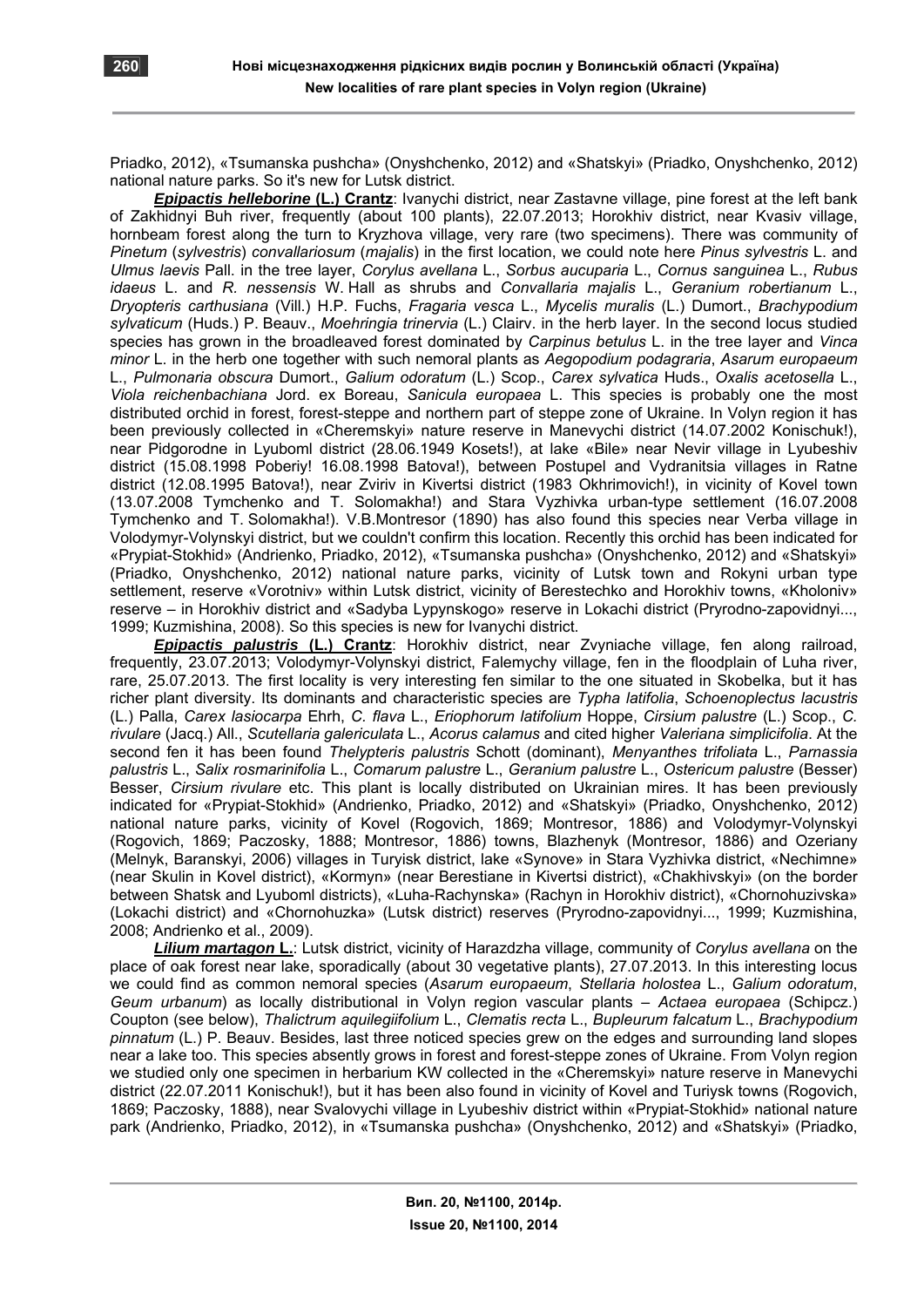Priadko, 2012), «Tsumanska pushcha» (Onyshchenko, 2012) and «Shatskyi» (Priadko, Onyshchenko, 2012) national nature parks. So it's new for Lutsk district.

***Epipactis helleborine* (L.) Crantz**: Ivanychi district, near Zastavne village, pine forest at the left bank of Zakhidnyi Buh river, frequently (about 100 plants), 22.07.2013; Horokhiv district, near Kvasiv village, hornbeam forest along the turn to Kryzhova village, very rare (two specimens). There was community of *Pinetum* (*sylvestris*) *convallariosum* (*majalis*) in the first location, we could note here *Pinus sylvestris* L. and *Ulmus laevis* Pall. in the tree layer, *Corylus avellana* L., *Sorbus aucuparia* L., *Cornus sanguinea* L., *Rubus idaeus* L. and *R. nessensis* W. Hall as shrubs and *Convallaria majalis* L., *Geranium robertianum* L., *Dryopteris carthusiana* (Vill.) H.P. Fuchs, *Fragaria vesca* L., *Mycelis muralis* (L.) Dumort., *Brachypodium sylvaticum* (Huds.) P. Beauv., *Moehringia trinervia* (L.) Clairv. in the herb layer. In the second locus studied species has grown in the broadleaved forest dominated by *Carpinus betulus* L. in the tree layer and *Vinca minor* L. in the herb one together with such nemoral plants as *Aegopodium podagraria*, *Asarum europaeum* L., *Pulmonaria obscura* Dumort., *Galium odoratum* (L.) Scop., *Carex sylvatica* Huds., *Oxalis acetosella* L., *Viola reichenbachiana* Jord. ex Boreau, *Sanicula europaea* L. This species is probably one the most distributed orchid in forest, forest-steppe and northern part of steppe zone of Ukraine. In Volyn region it has been previously collected in «Cheremskyi» nature reserve in Manevychi district (14.07.2002 Konischuk!), near Pidgorodne in Lyuboml district (28.06.1949 Kosets!), at lake «Bile» near Nevir village in Lyubeshiv district (15.08.1998 Poberiy! 16.08.1998 Batova!), between Postupel and Vydranitsia villages in Ratne district (12.08.1995 Batova!), near Zviriv in Kivertsi district (1983 Okhrimovich!), in vicinity of Kovel town (13.07.2008 Tymchenko and T. Solomakha!) and Stara Vyzhivka urban-type settlement (16.07.2008 Tymchenko and T. Solomakha!). V.B.Montresor (1890) has also found this species near Verba village in Volodymyr-Volynskyi district, but we couldn't confirm this location. Recently this orchid has been indicated for «Prypiat-Stokhid» (Andrienko, Priadko, 2012), «Tsumanska pushcha» (Onyshchenko, 2012) and «Shatskyi» (Priadko, Onyshchenko, 2012) national nature parks, vicinity of Lutsk town and Rokyni urban type settlement, reserve «Vorotniv» within Lutsk district, vicinity of Berestechko and Horokhiv towns, «Kholoniv» reserve – in Horokhiv district and «Sadyba Lypynskogo» reserve in Lokachi district (Pryrodno-zapovidnyi..., 1999; Kuzmishina, 2008). So this species is new for Ivanychi district.

***Epipactis palustris* (L.) Crantz**: Horokhiv district, near Zvyniache village, fen along railroad, frequently, 23.07.2013; Volodymyr-Volynskyi district, Falemychy village, fen in the floodplain of Luha river, rare, 25.07.2013. The first locality is very interesting fen similar to the one situated in Skobelka, but it has richer plant diversity. Its dominants and characteristic species are *Typha latifolia*, *Schoenoplectus lacustris* (L.) Palla, *Carex lasiocarpa* Ehrh, *C. flava* L., *Eriophorum latifolium* Hoppe, *Cirsium palustre* (L.) Scop., *C. rivulare* (Jacq.) All., *Scutellaria galericulata* L., *Acorus calamus* and cited higher *Valeriana simplicifolia*. At the second fen it has been found *Thelypteris palustris* Schott (dominant), *Menyanthes trifoliata* L., *Parnassia palustris* L., *Salix rosmarinifolia* L., *Comarum palustre* L., *Geranium palustre* L., *Ostericum palustre* (Besser) Besser, *Cirsium rivulare* etc. This plant is locally distributed on Ukrainian mires. It has been previously indicated for «Prypiat-Stokhid» (Andrienko, Priadko, 2012) and «Shatskyi» (Priadko, Onyshchenko, 2012) national nature parks, vicinity of Kovel (Rogovich, 1869; Montresor, 1886) and Volodymyr-Volynskyi (Rogovich, 1869; Paczosky, 1888; Montresor, 1886) towns, Blazhenyk (Montresor, 1886) and Ozeriany (Melnyk, Baranskyi, 2006) villages in Turyisk district, lake «Synove» in Stara Vyzhivka district, «Nechimne» (near Skulin in Kovel district), «Kormyn» (near Berestiane in Kivertsi district), «Chakhivskyi» (on the border between Shatsk and Lyuboml districts), «Luha-Rachynska» (Rachyn in Horokhiv district), «Chornohuzivska» (Lokachi district) and «Chornohuzka» (Lutsk district) reserves (Pryrodno-zapovidnyi..., 1999; Kuzmishina, 2008; Andrienko et al., 2009).

***Lilium martagon* L.**: Lutsk district, vicinity of Harazdzha village, community of *Corylus avellana* on the place of oak forest near lake, sporadically (about 30 vegetative plants), 27.07.2013. In this interesting locus we could find as common nemoral species (*Asarum europaeum*, *Stellaria holostea* L., *Galium odoratum*, *Geum urbanum*) as locally distributional in Volyn region vascular plants – *Actaea europaea* (Schipcz.) Coupton (see below), *Thalictrum aquilegiifolium* L., *Clematis recta* L., *Bupleurum falcatum* L., *Brachypodium pinnatum* (L.) P. Beauv. Besides, last three noticed species grew on the edges and surrounding land slopes near a lake too. This species absently grows in forest and forest-steppe zones of Ukraine. From Volyn region we studied only one specimen in herbarium KW collected in the «Cheremskyi» nature reserve in Manevychi district (22.07.2011 Konischuk!), but it has been also found in vicinity of Kovel and Turiysk towns (Rogovich, 1869; Paczosky, 1888), near Svalovychi village in Lyubeshiv district within «Prypiat-Stokhid» national nature park (Andrienko, Priadko, 2012), in «Tsumanska pushcha» (Onyshchenko, 2012) and «Shatskyi» (Priadko,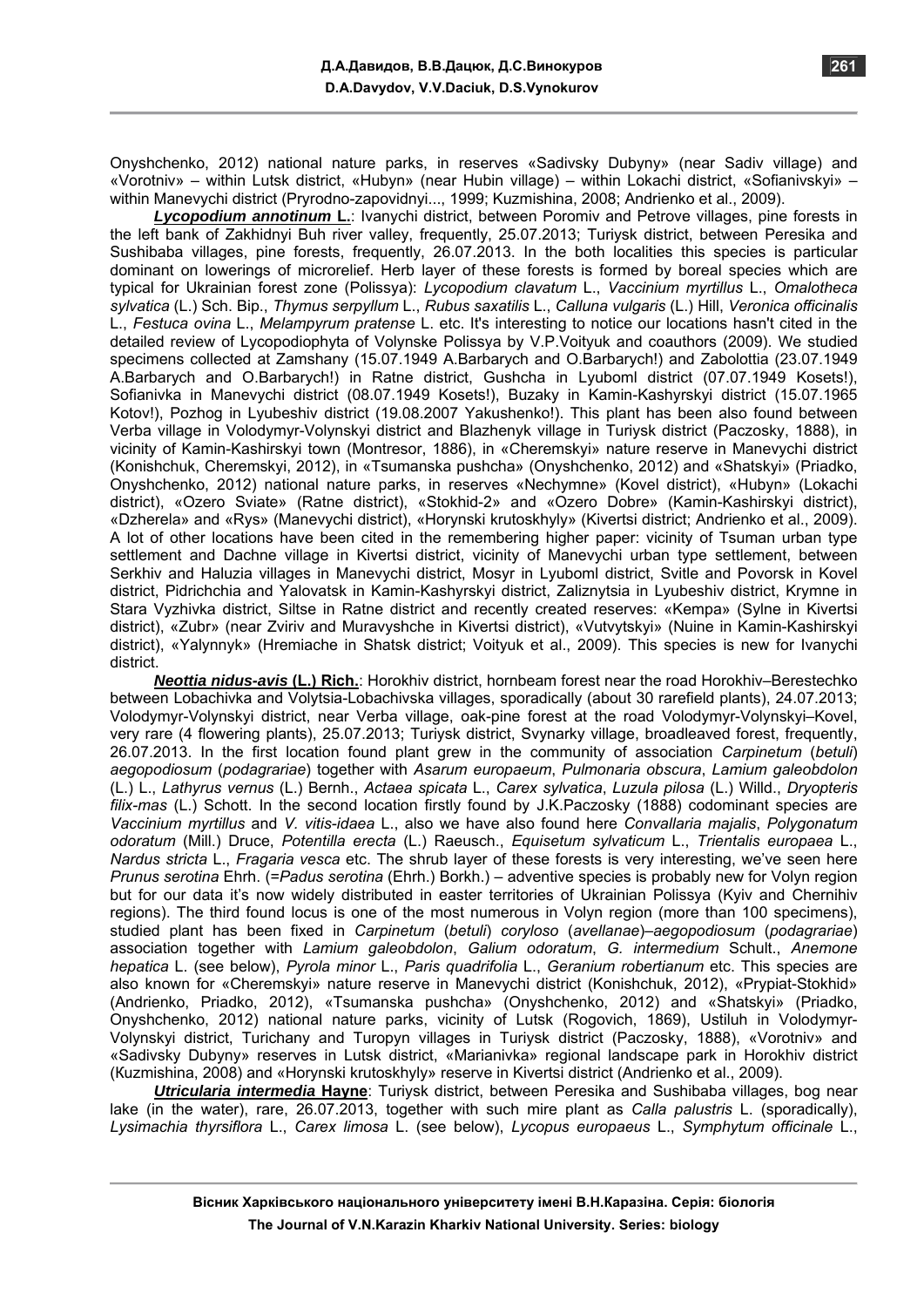Onyshchenko, 2012) national nature parks, in reserves «Sadivsky Dubyny» (near Sadiv village) and «Vorotniv» – within Lutsk district, «Hubyn» (near Hubin village) – within Lokachi district, «Sofianivskyi» – within Manevychi district (Pryrodno-zapovidnyi..., 1999; Kuzmishina, 2008; Andrienko et al., 2009).

***Lycopodium annotinum* L.**: Ivanychi district, between Poromiv and Petrove villages, pine forests in the left bank of Zakhidnyi Buh river valley, frequently, 25.07.2013; Turiysk district, between Peresika and Sushibaba villages, pine forests, frequently, 26.07.2013. In the both localities this species is particular dominant on lowerings of microrelief. Herb layer of these forests is formed by boreal species which are typical for Ukrainian forest zone (Polissya): *Lycopodium clavatum* L., *Vaccinium myrtillus* L., *Omalotheca sylvatica* (L.) Sch. Bip., *Thymus serpyllum* L., *Rubus saxatilis* L., *Calluna vulgaris* (L.) Hill, *Veronica officinalis* L., *Festuca ovina* L., *Melampyrum pratense* L. etc. It's interesting to notice our locations hasn't cited in the detailed review of Lycopodiophyta of Volynske Polissya by V.P.Voityuk and coauthors (2009). We studied specimens collected at Zamshany (15.07.1949 A.Barbarych and O.Barbarych!) and Zabolottia (23.07.1949 A.Barbarych and O.Barbarych!) in Ratne district, Gushcha in Lyuboml district (07.07.1949 Kosets!), Sofianivka in Manevychi district (08.07.1949 Kosets!), Buzaky in Kamin-Kashyrskyi district (15.07.1965 Kotov!), Pozhog in Lyubeshiv district (19.08.2007 Yakushenko!). This plant has been also found between Verba village in Volodymyr-Volynskyi district and Blazhenyk village in Turiysk district (Paczosky, 1888), in vicinity of Kamin-Kashirskyi town (Montresor, 1886), in «Cheremskyi» nature reserve in Manevychi district (Konishchuk, Cheremskyi, 2012), in «Tsumanska pushcha» (Onyshchenko, 2012) and «Shatskyi» (Priadko, Onyshchenko, 2012) national nature parks, in reserves «Nechymne» (Kovel district), «Hubyn» (Lokachi district), «Ozero Sviate» (Ratne district), «Stokhid-2» and «Ozero Dobre» (Kamin-Kashirskyi district), «Dzherela» and «Rys» (Manevychi district), «Horynski krutoskhyly» (Kivertsi district; Andrienko et al., 2009). A lot of other locations have been cited in the remembering higher paper: vicinity of Tsuman urban type settlement and Dachne village in Kivertsi district, vicinity of Manevychi urban type settlement, between Serkhiv and Haluzia villages in Manevychi district, Mosyr in Lyuboml district, Svitle and Povorsk in Kovel district, Pidrichchia and Yalovatsk in Kamin-Kashyrskyi district, Zaliznytsia in Lyubeshiv district, Krymne in Stara Vyzhivka district, Siltse in Ratne district and recently created reserves: «Kempa» (Sylne in Kivertsi district), «Zubr» (near Zviriv and Muravyshche in Kivertsi district), «Vutvytskyi» (Nuine in Kamin-Kashirskyi district), «Yalynnyk» (Hremiache in Shatsk district; Voityuk et al., 2009). This species is new for Ivanychi district.

***Neottia nidus-avis* (L.) Rich.**: Horokhiv district, hornbeam forest near the road Horokhiv–Berestechko between Lobachivka and Volytsia-Lobachivska villages, sporadically (about 30 rarefield plants), 24.07.2013; Volodymyr-Volynskyi district, near Verba village, oak-pine forest at the road Volodymyr-Volynskyi–Kovel, very rare (4 flowering plants), 25.07.2013; Turiysk district, Svynarky village, broadleaved forest, frequently, 26.07.2013. In the first location found plant grew in the community of association *Carpinetum* (*betuli*) *aegopodiosum* (*podagrariae*) together with *Asarum europaeum*, *Pulmonaria obscura*, *Lamium galeobdolon* (L.) L., *Lathyrus vernus* (L.) Bernh., *Actaea spicata* L., *Carex sylvatica*, *Luzula pilosa* (L.) Willd., *Dryopteris filix-mas* (L.) Schott. In the second location firstly found by J.K.Paczosky (1888) codominant species are *Vaccinium myrtillus* and *V. vitis-idaea* L., also we have also found here *Convallaria majalis*, *Polygonatum odoratum* (Mill.) Druce, *Potentilla erecta* (L.) Raeusch., *Equisetum sylvaticum* L., *Trientalis europaea* L., *Nardus stricta* L., *Fragaria vesca* etc. The shrub layer of these forests is very interesting, we've seen here *Prunus serotina* Ehrh. (=*Padus serotina* (Ehrh.) Borkh.) – adventive species is probably new for Volyn region but for our data it's now widely distributed in easter territories of Ukrainian Polissya (Kyiv and Chernihiv regions). The third found locus is one of the most numerous in Volyn region (more than 100 specimens), studied plant has been fixed in *Carpinetum* (*betuli*) *coryloso* (*avellanae*)–*aegopodiosum* (*podagrariae*) association together with *Lamium galeobdolon*, *Galium odoratum*, *G. intermedium* Schult., *Anemone hepatica* L. (see below), *Pyrola minor* L., *Paris quadrifolia* L., *Geranium robertianum* etc. This species are also known for «Cheremskyi» nature reserve in Manevychi district (Konishchuk, 2012), «Prypiat-Stokhid» (Andrienko, Priadko, 2012), «Tsumanska pushcha» (Onyshchenko, 2012) and «Shatskyi» (Priadko, Onyshchenko, 2012) national nature parks, vicinity of Lutsk (Rogovich, 1869), Ustiluh in Volodymyr-Volynskyi district, Turichany and Turopyn villages in Turiysk district (Paczosky, 1888), «Vorotniv» and «Sadivsky Dubyny» reserves in Lutsk district, «Marianivka» regional landscape park in Horokhiv district (Kuzmishina, 2008) and «Horynski krutoskhyly» reserve in Kivertsi district (Andrienko et al., 2009).

***Utricularia intermedia* Hayne**: Turiysk district, between Peresika and Sushibaba villages, bog near lake (in the water), rare, 26.07.2013, together with such mire plant as *Calla palustris* L. (sporadically), *Lysimachia thyrsiflora* L., *Carex limosa* L. (see below), *Lycopus europaeus* L., *Symphytum officinale* L.,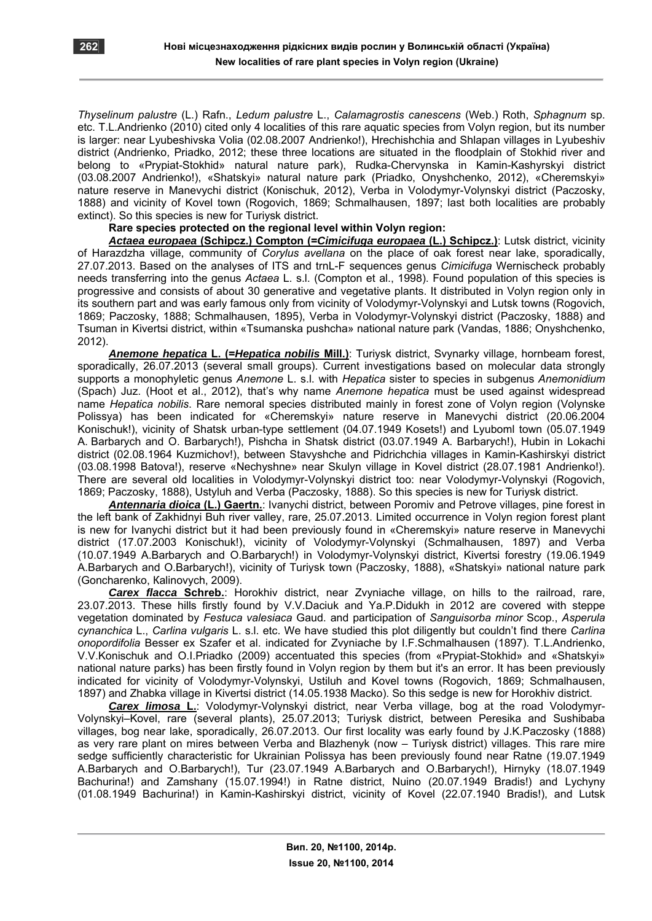*Thyselinum palustre* (L.) Rafn., *Ledum palustre* L., *Calamagrostis canescens* (Web.) Roth, *Sphagnum* sp. etc. T.L.Andrienko (2010) cited only 4 localities of this rare aquatic species from Volyn region, but its number is larger: near Lyubeshivska Volia (02.08.2007 Andrienko!), Hrechishchia and Shlapan villages in Lyubeshiv district (Andrienko, Priadko, 2012; these three locations are situated in the floodplain of Stokhid river and belong to «Prypiat-Stokhid» natural nature park), Rudka-Chervynska in Kamin-Kashyrskyi district (03.08.2007 Andrienko!), «Shatskyi» natural nature park (Priadko, Onyshchenko, 2012), «Cheremskyi» nature reserve in Manevychi district (Konischuk, 2012), Verba in Volodymyr-Volynskyi district (Paczosky, 1888) and vicinity of Kovel town (Rogovich, 1869; Schmalhausen, 1897; last both localities are probably extinct). So this species is new for Turiysk district.

**Rare species protected on the regional level within Volyn region:**

***Actaea europaea* (Schipcz.) Compton (=*Cimicifuga europaea* (L.) Schipcz.)**: Lutsk district, vicinity of Harazdzha village, community of *Corylus avellana* on the place of oak forest near lake, sporadically, 27.07.2013. Based on the analyses of ITS and trnL-F sequences genus *Cimicifuga* Wernischeck probably needs transferring into the genus *Actaea* L. s.l. (Compton et al., 1998). Found population of this species is progressive and consists of about 30 generative and vegetative plants. It distributed in Volyn region only in its southern part and was early famous only from vicinity of Volodymyr-Volynskyi and Lutsk towns (Rogovich, 1869; Paczosky, 1888; Schmalhausen, 1895), Verba in Volodymyr-Volynskyi district (Paczosky, 1888) and Tsuman in Kivertsi district, within «Tsumanska pushcha» national nature park (Vandas, 1886; Onyshchenko, 2012).

***Anemone hepatica* L. (=*Hepatica nobilis* Mill.)**: Turiysk district, Svynarky village, hornbeam forest, sporadically, 26.07.2013 (several small groups). Current investigations based on molecular data strongly supports a monophyletic genus *Anemone* L. s.l. with *Hepatica* sister to species in subgenus *Anemonidium* (Spach) Juz. (Hoot et al., 2012), that's why name *Anemone hepatica* must be used against widespread name *Hepatica nobilis*. Rare nemoral species distributed mainly in forest zone of Volyn region (Volynske Polissya) has been indicated for «Cheremskyi» nature reserve in Manevychi district (20.06.2004 Konischuk!), vicinity of Shatsk urban-type settlement (04.07.1949 Kosets!) and Lyuboml town (05.07.1949 A. Barbarych and O. Barbarych!), Pishcha in Shatsk district (03.07.1949 A. Barbarych!), Hubin in Lokachi district (02.08.1964 Kuzmichov!), between Stavyshche and Pidrichchia villages in Kamin-Kashirskyi district (03.08.1998 Batova!), reserve «Nechyshne» near Skulyn village in Kovel district (28.07.1981 Andrienko!). There are several old localities in Volodymyr-Volynskyi district too: near Volodymyr-Volynskyi (Rogovich, 1869; Paczosky, 1888), Ustyluh and Verba (Paczosky, 1888). So this species is new for Turiysk district.

***Antennaria dioica* (L.) Gaertn.**: Ivanychi district, between Poromiv and Petrove villages, pine forest in the left bank of Zakhidnyi Buh river valley, rare, 25.07.2013. Limited occurrence in Volyn region forest plant is new for Ivanychi district but it had been previously found in «Cheremskyi» nature reserve in Manevychi district (17.07.2003 Konischuk!), vicinity of Volodymyr-Volynskyi (Schmalhausen, 1897) and Verba (10.07.1949 A.Barbarych and O.Barbarych!) in Volodymyr-Volynskyi district, Kivertsi forestry (19.06.1949 A.Barbarych and O.Barbarych!), vicinity of Turiysk town (Paczosky, 1888), «Shatskyi» national nature park (Goncharenko, Kalinovych, 2009).

***Carex flacca* Schreb.**: Horokhiv district, near Zvyniache village, on hills to the railroad, rare, 23.07.2013. These hills firstly found by V.V.Daciuk and Ya.P.Didukh in 2012 are covered with steppe vegetation dominated by *Festuca valesiaca* Gaud. and participation of *Sanguisorba minor* Scop., *Asperula cynanchica* L., *Carlina vulgaris* L. s.l. etc. We have studied this plot diligently but couldn't find there *Carlina onopordifolia* Besser ex Szafer et al. indicated for Zvyniache by I.F.Schmalhausen (1897). T.L.Andrienko, V.V.Konischuk and O.I.Priadko (2009) accentuated this species (from «Prypiat-Stokhid» and «Shatskyi» national nature parks) has been firstly found in Volyn region by them but it's an error. It has been previously indicated for vicinity of Volodymyr-Volynskyi, Ustiluh and Kovel towns (Rogovich, 1869; Schmalhausen, 1897) and Zhabka village in Kivertsi district (14.05.1938 Macko). So this sedge is new for Horokhiv district.

***Carex limosa* L.**: Volodymyr-Volynskyi district, near Verba village, bog at the road Volodymyr-Volynskyi–Kovel, rare (several plants), 25.07.2013; Turiysk district, between Peresika and Sushibaba villages, bog near lake, sporadically, 26.07.2013. Our first locality was early found by J.K.Paczosky (1888) as very rare plant on mires between Verba and Blazhenyk (now – Turiysk district) villages. This rare mire sedge sufficiently characteristic for Ukrainian Polissya has been previously found near Ratne (19.07.1949 A.Barbarych and O.Barbarych!), Tur (23.07.1949 A.Barbarych and O.Barbarych!), Hirnyky (18.07.1949 Bachurina!) and Zamshany (15.07.1994!) in Ratne district, Nuino (20.07.1949 Bradis!) and Lychyny (01.08.1949 Bachurina!) in Kamin-Kashirskyi district, vicinity of Kovel (22.07.1940 Bradis!), and Lutsk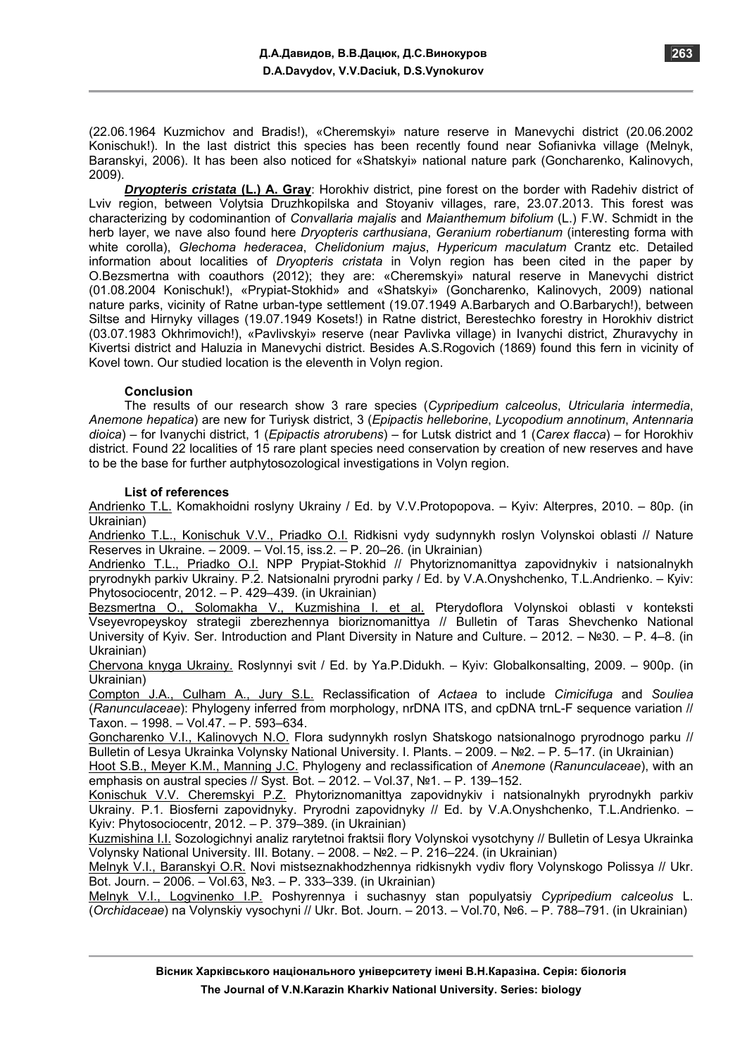(22.06.1964 Kuzmichov and Bradis!), «Cheremskyi» nature reserve in Manevychi district (20.06.2002 Konischuk!). In the last district this species has been recently found near Sofianivka village (Melnyk, Baranskyi, 2006). It has been also noticed for «Shatskyi» national nature park (Goncharenko, Kalinovych, 2009).

***Dryopteris cristata* (L.) A. Gray**: Horokhiv district, pine forest on the border with Radehiv district of Lviv region, between Volytsia Druzhkopilska and Stoyaniv villages, rare, 23.07.2013. This forest was characterizing by codominantion of *Convallaria majalis* and *Maianthemum bifolium* (L.) F.W. Schmidt in the herb layer, we nave also found here *Dryopteris carthusiana*, *Geranium robertianum* (interesting forma with white corolla), *Glechoma hederacea*, *Chelidonium majus*, *Hypericum maculatum* Crantz etc. Detailed information about localities of *Dryopteris cristata* in Volyn region has been cited in the paper by O.Bezsmertna with coauthors (2012); they are: «Cheremskyi» natural reserve in Manevychi district (01.08.2004 Konischuk!), «Prypiat-Stokhid» and «Shatskyi» (Goncharenko, Kalinovych, 2009) national nature parks, vicinity of Ratne urban-type settlement (19.07.1949 A.Barbarych and O.Barbarych!), between Siltse and Hirnyky villages (19.07.1949 Kosets!) in Ratne district, Berestechko forestry in Horokhiv district (03.07.1983 Okhrimovich!), «Pavlivskyi» reserve (near Pavlivka village) in Ivanychi district, Zhuravychy in Kivertsi district and Haluzia in Manevychi district. Besides A.S.Rogovich (1869) found this fern in vicinity of Kovel town. Our studied location is the eleventh in Volyn region.

### Conclusion

The results of our research show 3 rare species (*Cypripedium calceolus*, *Utricularia intermedia*, *Anemone hepatica*) are new for Turiysk district, 3 (*Epipactis helleborine*, *Lycopodium annotinum*, *Antennaria dioica*) – for Ivanychi district, 1 (*Epipactis atrorubens*) – for Lutsk district and 1 (*Carex flacca*) – for Horokhiv district. Found 22 localities of 15 rare plant species need conservation by creation of new reserves and have to be the base for further autphytosozological investigations in Volyn region.

### List of references

Andrienko T.L. Komakhoidni roslyny Ukrainy / Ed. by V.V.Protopopova. – Kyiv: Alterpres, 2010. – 80p. (in Ukrainian)

Andrienko T.L., Konischuk V.V., Priadko O.I. Ridkisni vydy sudynnykh roslyn Volynskoi oblasti // Nature Reserves in Ukraine. – 2009. – Vol.15, iss.2. – P. 20–26. (in Ukrainian)

Andrienko T.L., Priadko O.I. NPP Prypiat-Stokhid // Phytoriznomanittya zapovidnykiv i natsionalnykh pryrodnykh parkiv Ukrainy. P.2. Natsionalni pryrodni parky / Ed. by V.A.Onyshchenko, T.L.Andrienko. – Kyiv: Phytosociocentr, 2012. – P. 429–439. (in Ukrainian)

Bezsmertna O., Solomakha V., Kuzmishina I. et al. Pterydoflora Volynskoi oblasti v konteksti Vseyevropeyskoy strategii zberezhennya bioriznomanittya // Bulletin of Taras Shevchenko National University of Kyiv. Ser. Introduction and Plant Diversity in Nature and Culture. – 2012. – №30. – P. 4–8. (in Ukrainian)

Chervona knyga Ukrainy. Roslynnyi svit / Ed. by Ya.P.Didukh. – Kyiv: Globalkonsalting, 2009. – 900p. (in Ukrainian)

Compton J.A., Culham A., Jury S.L. Reclassification of *Actaea* to include *Cimicifuga* and *Souliea* (*Ranunculaceae*): Phylogeny inferred from morphology, nrDNA ITS, and cpDNA trnL-F sequence variation // Taxon. – 1998. – Vol.47. – P. 593–634.

Goncharenko V.I., Kalinovych N.O. Flora sudynnykh roslyn Shatskogo natsionalnogo pryrodnogo parku // Bulletin of Lesya Ukrainka Volynsky National University. I. Plants. – 2008. – №2. – P. 5–17. (in Ukrainian)

Hoot S.B., Meyer K.M., Manning J.C. Phylogeny and reclassification of *Anemone* (*Ranunculaceae*), with an emphasis on austral species // Syst. Bot. – 2012. – Vol.37, №1. – P. 139–152.

Konischuk V.V. Cheremskyi P.Z. Phytoriznomanittya zapovidnykiv i natsionalnykh pryrodnykh parkiv Ukrainy. P.1. Biosferni zapovidnyky. Pryrodni zapovidnyky // Ed. by V.A.Onyshchenko, T.L.Andrienko. – Kyiv: Phytosociocentr, 2012. – P. 379–389. (in Ukrainian)

Kuzmishina I.I. Sozologichnyi analiz rarytetnoi fraktsii flory Volynskoi vysotchyny // Bulletin of Lesya Ukrainka Volynsky National University. III. Botany. – 2008. – №2. – P. 216–224. (in Ukrainian)

Melnyk V.I., Baranskyi O.R. Novi mistseznakhodzhennya ridkisnykh vydiv flory Volynskogo Polissya // Ukr. Bot. Journ. – 2006. – Vol.63, №3. – P. 333–339. (in Ukrainian)

Melnyk V.I., Logvinenko I.P. Poshyrennya i suchasnyy stan populyatsiy *Cypripedium calceolus* L. (*Orchidaceae*) na Volynskiy vysochyni // Ukr. Bot. Journ. – 2013. – Vol.70, №6. – P. 788–791. (in Ukrainian)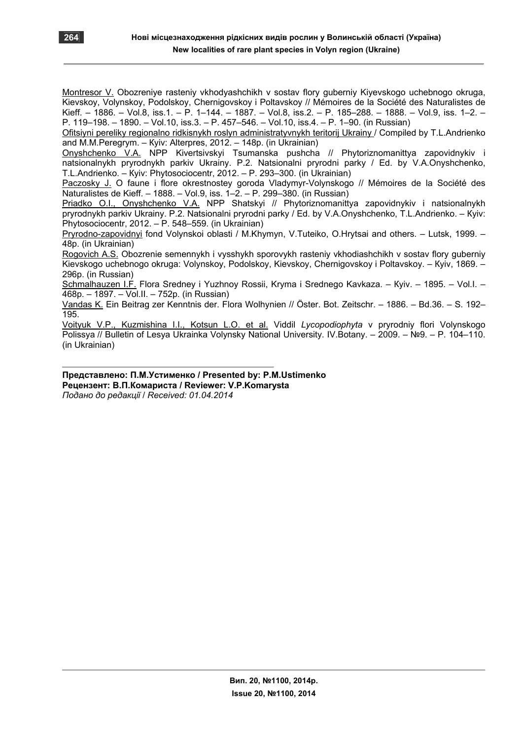Montresor V. Obozreniye rasteniy vkhodyashchikh v sostav flory guberniy Kiyevskogo uchebnogo okruga, Kievskoy, Volynskoy, Podolskoy, Chernigovskoy i Poltavskoy // Mémoires de la Société des Naturalistes de Kieff. – 1886. – Vol.8, iss.1. – P. 1–144. – 1887. – Vol.8, iss.2. – P. 185–288. – 1888. – Vol.9, iss. 1–2. – P. 119–198. – 1890. – Vol.10, iss.3. – P. 457–546. – Vol.10, iss.4. – P. 1–90. (in Russian)

Ofitsiyni pereliky regionalno ridkisnykh roslyn administratyvnykh teritorij Ukrainy / Compiled by T.L.Andrienko and M.M.Peregrym. – Kyiv: Alterpres, 2012. – 148p. (in Ukrainian)

Onyshchenko V.A. NPP Kivertsivskyi Tsumanska pushcha // Phytoriznomanittya zapovidnykiv i natsionalnykh pryrodnykh parkiv Ukrainy. P.2. Natsionalni pryrodni parky / Ed. by V.A.Onyshchenko, T.L.Andrienko. – Kyiv: Phytosociocentr, 2012. – P. 293–300. (in Ukrainian)

Paczosky J. O faune i flore okrestnostey goroda Vladymyr-Volynskogo // Mémoires de la Société des Naturalistes de Kieff. – 1888. – Vol.9, iss. 1–2. – P. 299–380. (in Russian)

Priadko O.I., Onyshchenko V.A. NPP Shatskyi // Phytoriznomanittya zapovidnykiv i natsionalnykh pryrodnykh parkiv Ukrainy. P.2. Natsionalni pryrodni parky / Ed. by V.A.Onyshchenko, T.L.Andrienko. – Kyiv: Phytosociocentr, 2012. – P. 548–559. (in Ukrainian)

Pryrodno-zapovidnyi fond Volynskoi oblasti / M.Khymyn, V.Tuteiko, O.Hrytsai and others. – Lutsk, 1999. – 48p. (in Ukrainian)

Rogovich A.S. Obozrenie semennykh i vysshykh sporovykh rasteniy vkhodiashchikh v sostav flory guberniy Kievskogo uchebnogo okruga: Volynskoy, Podolskoy, Kievskoy, Chernigovskoy i Poltavskoy. – Kyiv, 1869. – 296p. (in Russian)

Schmalhauzen I.F. Flora Sredney i Yuzhnoy Rossii, Kryma i Srednego Kavkaza. – Kyiv. – 1895. – Vol.I. – 468p. – 1897. – Vol.II. – 752p. (in Russian)

Vandas K. Ein Beitrag zer Kenntnis der. Flora Wolhynien // Öster. Bot. Zeitschr. – 1886. – Bd.36. – S. 192–195.

Voityuk V.P., Kuzmishina I.I., Kotsun L.O. et al. Viddil *Lycopodiophyta* v pryrodniy flori Volynskogo Polissya // Bulletin of Lesya Ukrainka Volynsky National University. IV.Botany. – 2009. – №9. – P. 104–110. (in Ukrainian)

---

**Представлено: П.М.Устименко / Presented by: P.M.Ustimenko**
**Рецензент: В.П.Комариста / Reviewer: V.P.Komarysta**
*Подано до редакції / Received: 01.04.2014*